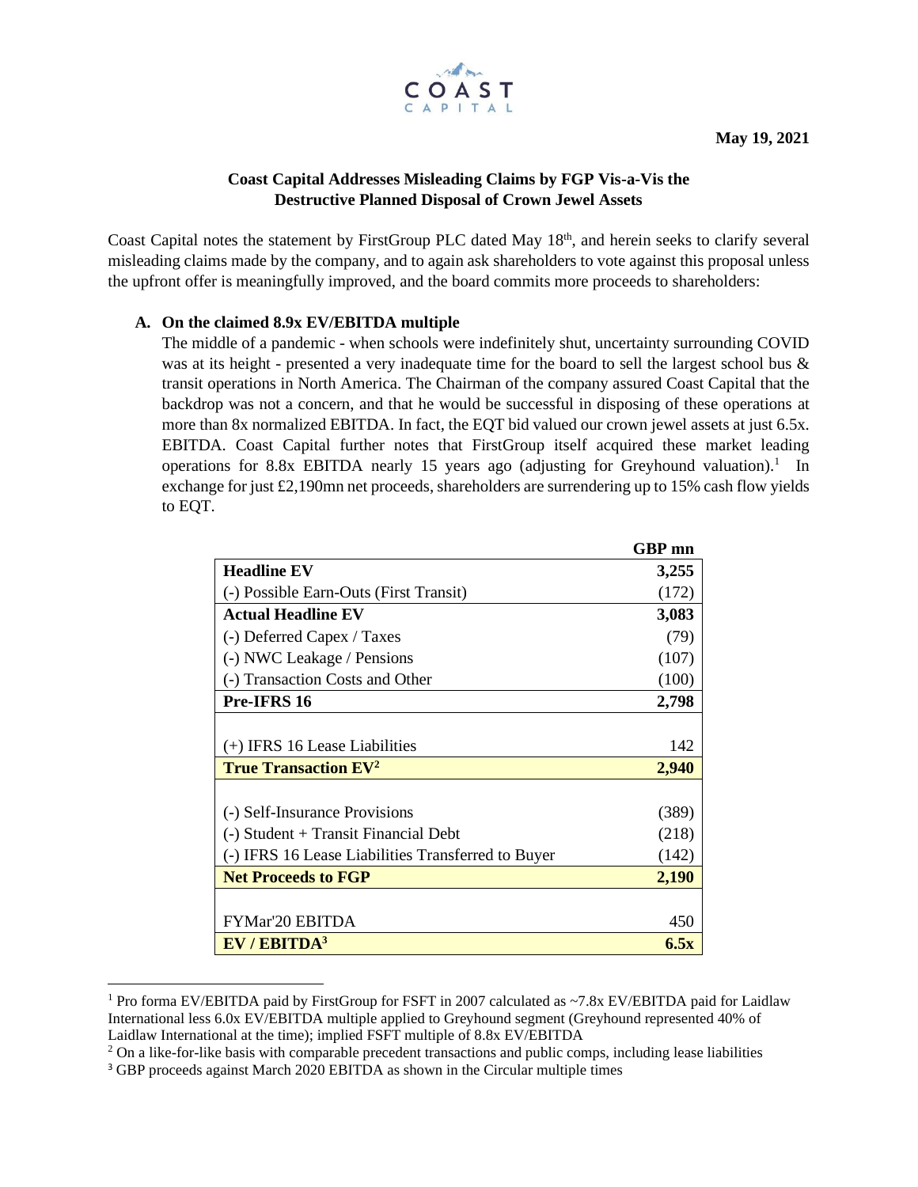**May 19, 2021**

**Coast Capital Addresses Misleading Claims by FGP Vis-a-Vis the Destructive Planned Disposal of Crown Jewel Assets**

Coast Capital notes the statement by FirstGroup PLC dated May 18th, and herein seeks to clarify several misleading claims made by the company, and to again ask shareholders to vote against this proposal unless the upfront offer is meaningfully improved, and the board commits more proceeds to shareholders:

**A. On the claimed 8.9x EV/EBITDA multiple**

The middle of a pandemic - when schools were indefinitely shut, uncertainty surrounding COVID was at its height - presented a very inadequate time for the board to sell the largest school bus & transit operations in North America. The Chairman of the company assured Coast Capital that the backdrop was not a concern, and that he would be successful in disposing of these operations at more than 8x normalized EBITDA. In fact, the EQT bid valued our crown jewel assets at just 6.5x. EBITDA. Coast Capital further notes that FirstGroup itself acquired these market leading operations for 8.8x EBITDA nearly 15 years ago (adjusting for Greyhound valuation).[1] In exchange for just £2,190mn net proceeds, shareholders are surrendering up to 15% cash flow yields to EQT.

| | GBP mn |
|---|---|
| **Headline EV** | **3,255** |
| (-) Possible Earn-Outs (First Transit) | (172) |
| **Actual Headline EV** | **3,083** |
| (-) Deferred Capex / Taxes | (79) |
| (-) NWC Leakage / Pensions | (107) |
| (-) Transaction Costs and Other | (100) |
| **Pre-IFRS 16** | **2,798** |
| | |
| (+) IFRS 16 Lease Liabilities | 142 |
| **True Transaction EV[2]** | **2,940** |
| | |
| (-) Self-Insurance Provisions | (389) |
| (-) Student + Transit Financial Debt | (218) |
| (-) IFRS 16 Lease Liabilities Transferred to Buyer | (142) |
| **Net Proceeds to FGP** | **2,190** |
| | |
| FYMar'20 EBITDA | 450 |
| **EV / EBITDA[3]** | **6.5x** |

[1] Pro forma EV/EBITDA paid by FirstGroup for FSFT in 2007 calculated as ~7.8x EV/EBITDA paid for Laidlaw International less 6.0x EV/EBITDA multiple applied to Greyhound segment (Greyhound represented 40% of Laidlaw International at the time); implied FSFT multiple of 8.8x EV/EBITDA

[2] On a like-for-like basis with comparable precedent transactions and public comps, including lease liabilities

[3] GBP proceeds against March 2020 EBITDA as shown in the Circular multiple times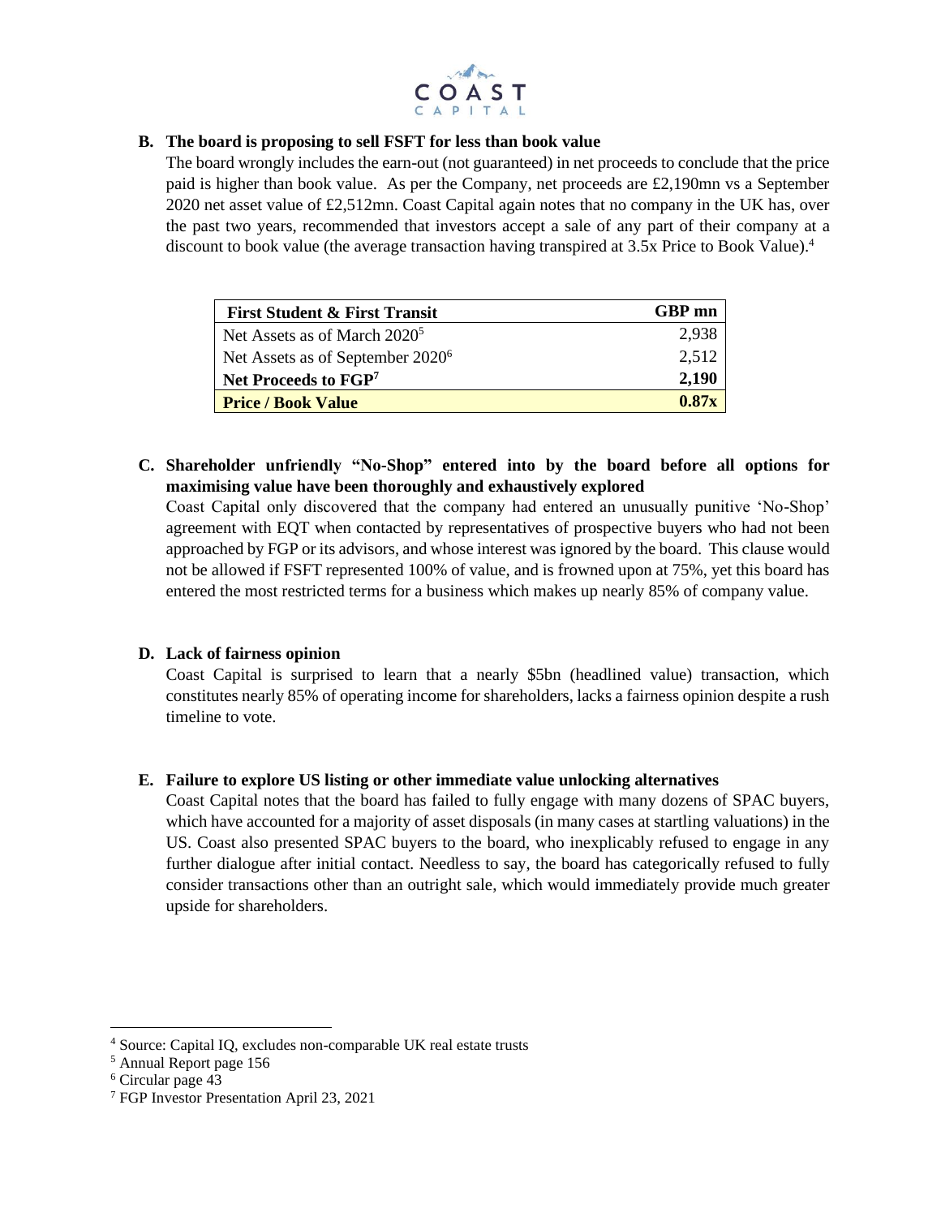**B. The board is proposing to sell FSFT for less than book value**

The board wrongly includes the earn-out (not guaranteed) in net proceeds to conclude that the price paid is higher than book value. As per the Company, net proceeds are £2,190mn vs a September 2020 net asset value of £2,512mn. Coast Capital again notes that no company in the UK has, over the past two years, recommended that investors accept a sale of any part of their company at a discount to book value (the average transaction having transpired at 3.5x Price to Book Value).[4]

| First Student & First Transit | GBP mn |
| --- | --- |
| Net Assets as of March 2020[5] | 2,938 |
| Net Assets as of September 2020[6] | 2,512 |
| **Net Proceeds to FGP[7]** | **2,190** |
| **Price / Book Value** | **0.87x** |

**C. Shareholder unfriendly "No-Shop" entered into by the board before all options for maximising value have been thoroughly and exhaustively explored**

Coast Capital only discovered that the company had entered an unusually punitive 'No-Shop' agreement with EQT when contacted by representatives of prospective buyers who had not been approached by FGP or its advisors, and whose interest was ignored by the board. This clause would not be allowed if FSFT represented 100% of value, and is frowned upon at 75%, yet this board has entered the most restricted terms for a business which makes up nearly 85% of company value.

**D. Lack of fairness opinion**

Coast Capital is surprised to learn that a nearly $5bn (headlined value) transaction, which constitutes nearly 85% of operating income for shareholders, lacks a fairness opinion despite a rush timeline to vote.

**E. Failure to explore US listing or other immediate value unlocking alternatives**

Coast Capital notes that the board has failed to fully engage with many dozens of SPAC buyers, which have accounted for a majority of asset disposals (in many cases at startling valuations) in the US. Coast also presented SPAC buyers to the board, who inexplicably refused to engage in any further dialogue after initial contact. Needless to say, the board has categorically refused to fully consider transactions other than an outright sale, which would immediately provide much greater upside for shareholders.

---

[4] Source: Capital IQ, excludes non-comparable UK real estate trusts

[5] Annual Report page 156

[6] Circular page 43

[7] FGP Investor Presentation April 23, 2021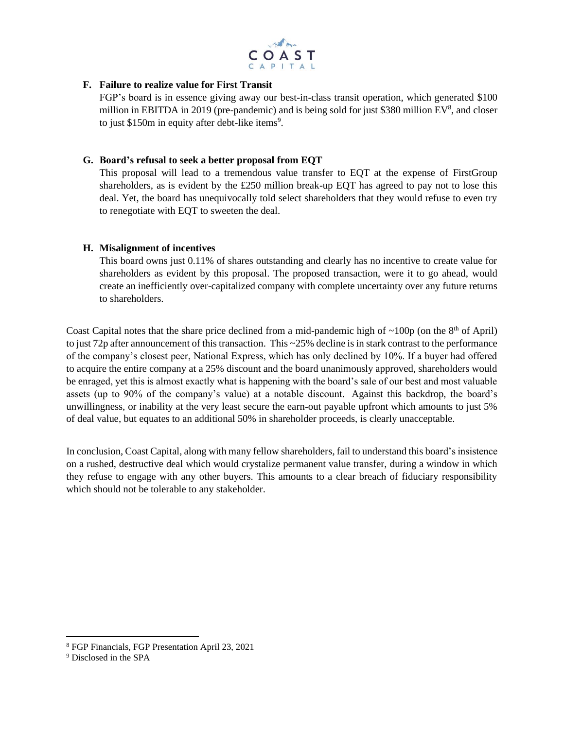### F. Failure to realize value for First Transit

FGP's board is in essence giving away our best-in-class transit operation, which generated $100 million in EBITDA in 2019 (pre-pandemic) and is being sold for just $380 million EV[8], and closer to just $150m in equity after debt-like items[9].

### G. Board's refusal to seek a better proposal from EQT

This proposal will lead to a tremendous value transfer to EQT at the expense of FirstGroup shareholders, as is evident by the £250 million break-up EQT has agreed to pay not to lose this deal. Yet, the board has unequivocally told select shareholders that they would refuse to even try to renegotiate with EQT to sweeten the deal.

### H. Misalignment of incentives

This board owns just 0.11% of shares outstanding and clearly has no incentive to create value for shareholders as evident by this proposal. The proposed transaction, were it to go ahead, would create an inefficiently over-capitalized company with complete uncertainty over any future returns to shareholders.

Coast Capital notes that the share price declined from a mid-pandemic high of ~100p (on the 8th of April) to just 72p after announcement of this transaction. This ~25% decline is in stark contrast to the performance of the company's closest peer, National Express, which has only declined by 10%. If a buyer had offered to acquire the entire company at a 25% discount and the board unanimously approved, shareholders would be enraged, yet this is almost exactly what is happening with the board's sale of our best and most valuable assets (up to 90% of the company's value) at a notable discount. Against this backdrop, the board's unwillingness, or inability at the very least secure the earn-out payable upfront which amounts to just 5% of deal value, but equates to an additional 50% in shareholder proceeds, is clearly unacceptable.

In conclusion, Coast Capital, along with many fellow shareholders, fail to understand this board's insistence on a rushed, destructive deal which would crystalize permanent value transfer, during a window in which they refuse to engage with any other buyers. This amounts to a clear breach of fiduciary responsibility which should not be tolerable to any stakeholder.

---

[8] FGP Financials, FGP Presentation April 23, 2021

[9] Disclosed in the SPA